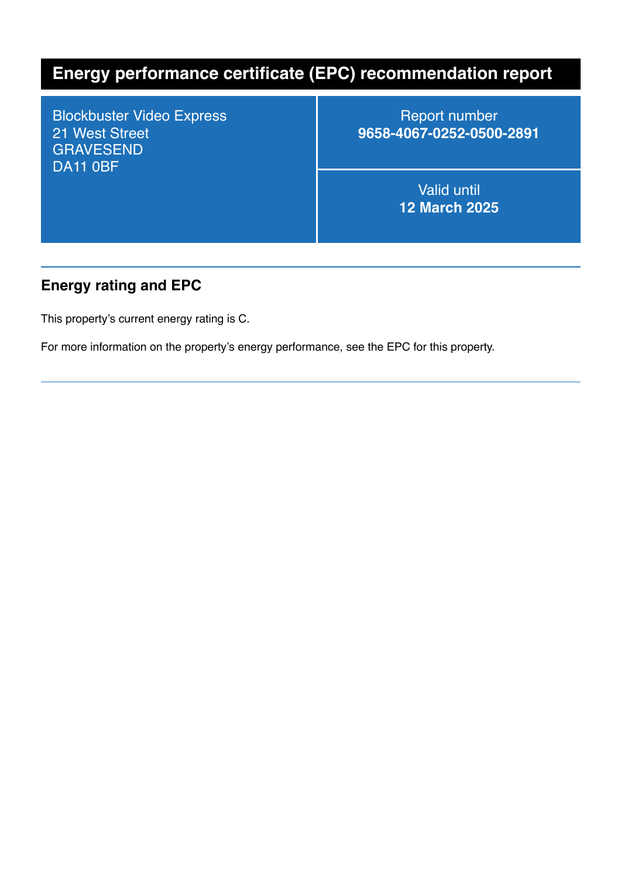# Energy performance certificate (EPC) recommendation report

| Blockbuster Video Express<br>21 West Street<br>GRAVESEND<br>DA11 0BF | Report number<br>**9658-4067-0252-0500-2891** |
| --- | --- |
| | Valid until<br>**12 March 2025** |

## Energy rating and EPC

This property's current energy rating is C.

For more information on the property's energy performance, see the EPC for this property.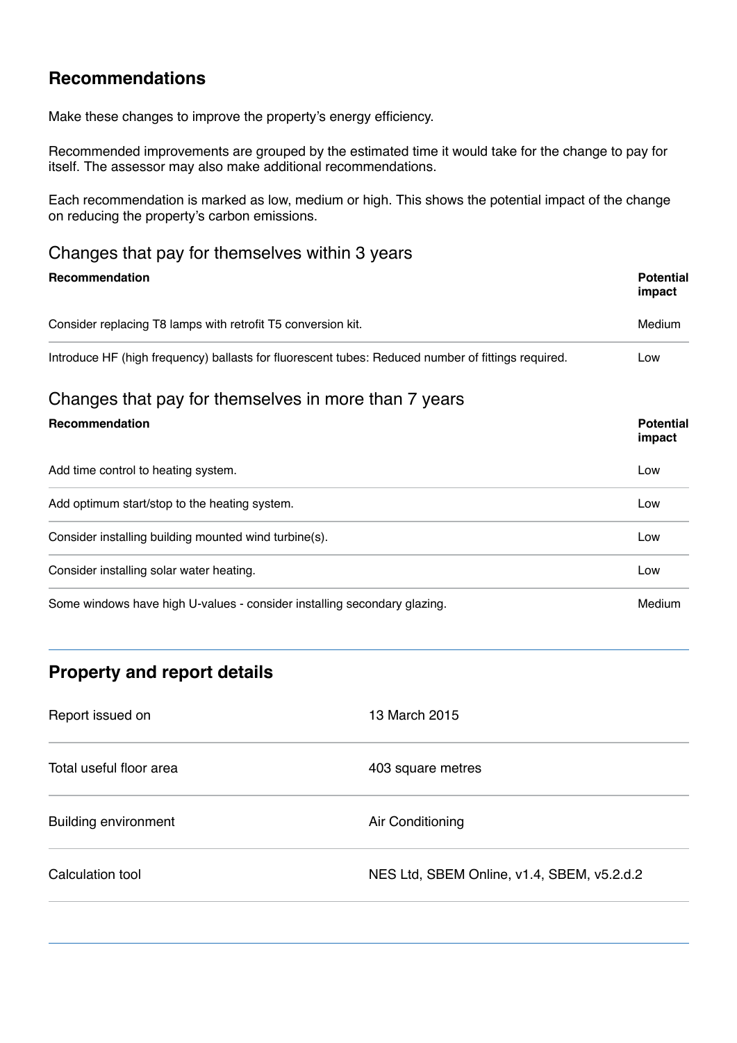## Recommendations

Make these changes to improve the property's energy efficiency.

Recommended improvements are grouped by the estimated time it would take for the change to pay for itself. The assessor may also make additional recommendations.

Each recommendation is marked as low, medium or high. This shows the potential impact of the change on reducing the property's carbon emissions.

### Changes that pay for themselves within 3 years

| Recommendation | Potential impact |
| --- | --- |
| Consider replacing T8 lamps with retrofit T5 conversion kit. | Medium |
| Introduce HF (high frequency) ballasts for fluorescent tubes: Reduced number of fittings required. | Low |

### Changes that pay for themselves in more than 7 years

| Recommendation | Potential impact |
| --- | --- |
| Add time control to heating system. | Low |
| Add optimum start/stop to the heating system. | Low |
| Consider installing building mounted wind turbine(s). | Low |
| Consider installing solar water heating. | Low |
| Some windows have high U-values - consider installing secondary glazing. | Medium |

## Property and report details

| | |
| --- | --- |
| Report issued on | 13 March 2015 |
| Total useful floor area | 403 square metres |
| Building environment | Air Conditioning |
| Calculation tool | NES Ltd, SBEM Online, v1.4, SBEM, v5.2.d.2 |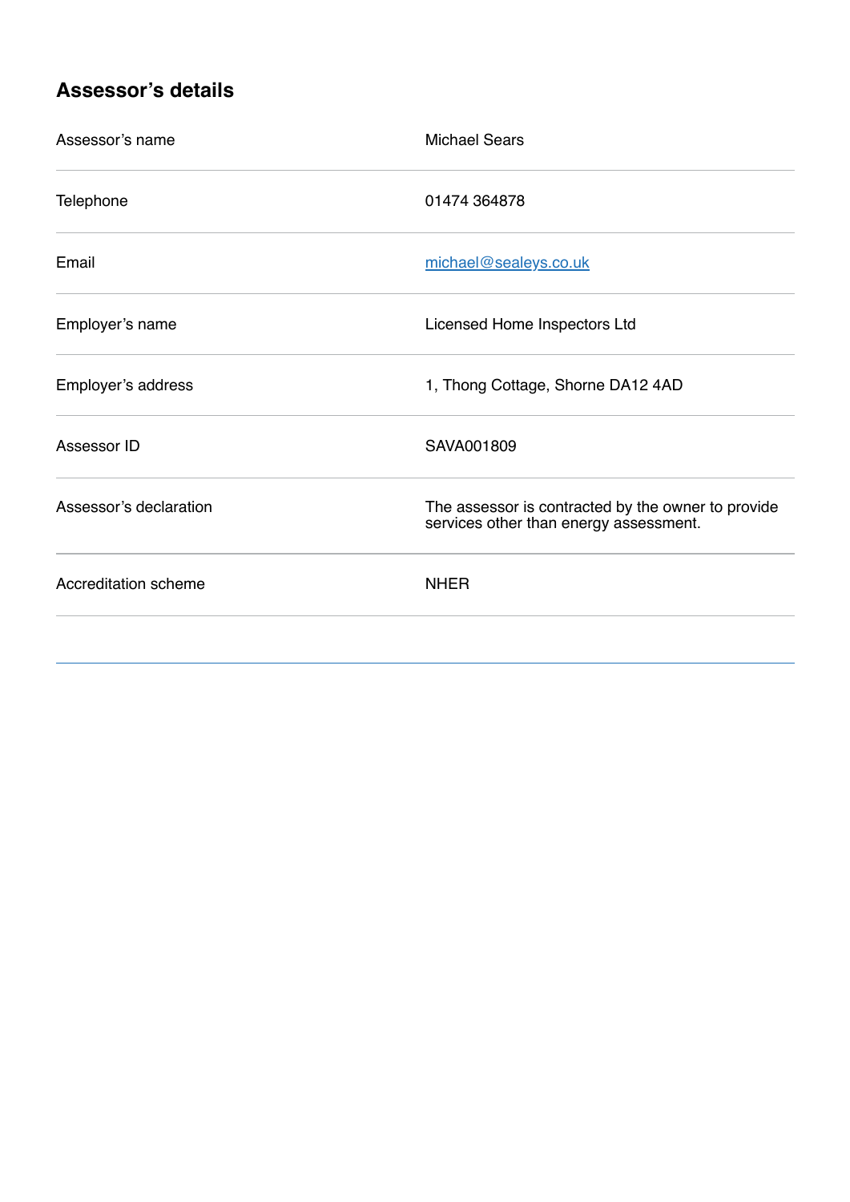## Assessor’s details

| | |
|---|---|
| Assessor’s name | Michael Sears |
| Telephone | 01474 364878 |
| Email | michael@sealeys.co.uk |
| Employer’s name | Licensed Home Inspectors Ltd |
| Employer’s address | 1, Thong Cottage, Shorne DA12 4AD |
| Assessor ID | SAVA001809 |
| Assessor’s declaration | The assessor is contracted by the owner to provide services other than energy assessment. |
| Accreditation scheme | NHER |